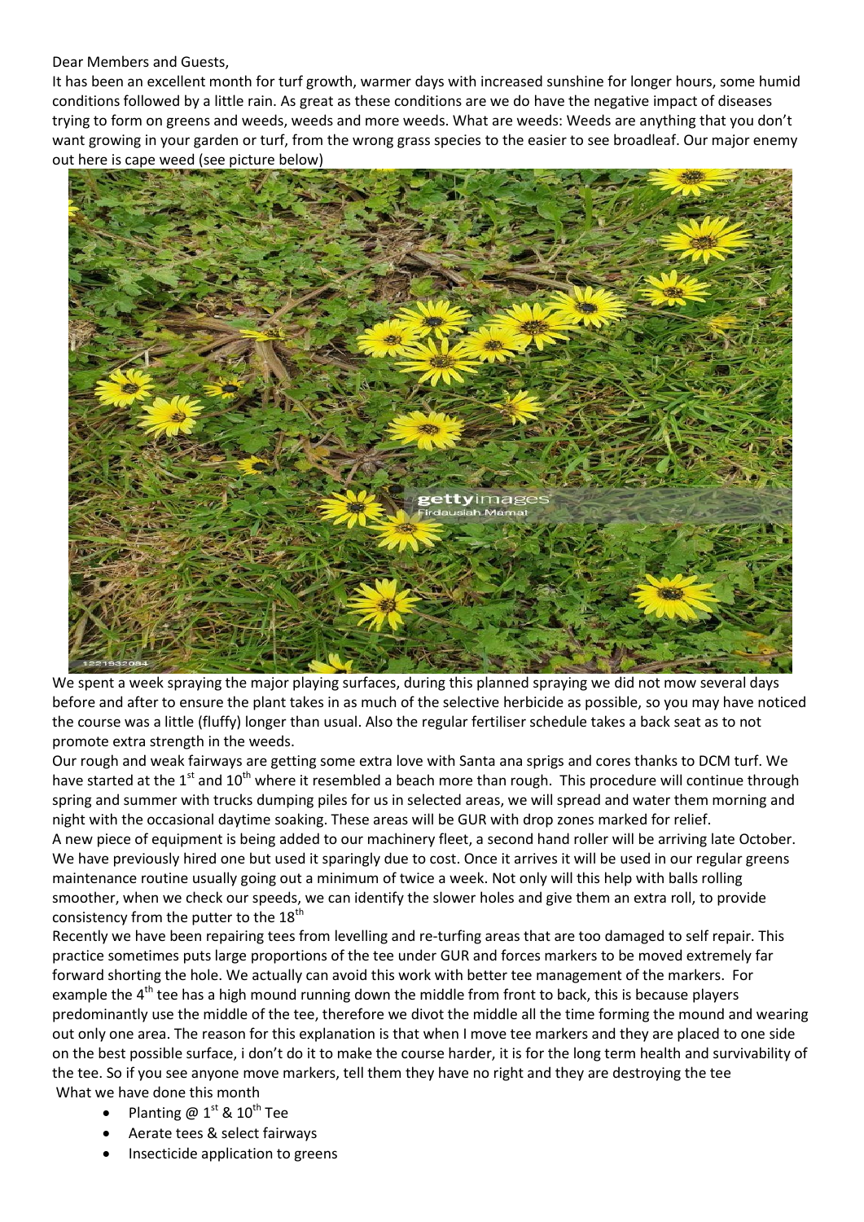Dear Members and Guests,

It has been an excellent month for turf growth, warmer days with increased sunshine for longer hours, some humid conditions followed by a little rain. As great as these conditions are we do have the negative impact of diseases trying to form on greens and weeds, weeds and more weeds. What are weeds: Weeds are anything that you don't want growing in your garden or turf, from the wrong grass species to the easier to see broadleaf. Our major enemy out here is cape weed (see picture below)

We spent a week spraying the major playing surfaces, during this planned spraying we did not mow several days before and after to ensure the plant takes in as much of the selective herbicide as possible, so you may have noticed the course was a little (fluffy) longer than usual. Also the regular fertiliser schedule takes a back seat as to not promote extra strength in the weeds.

Our rough and weak fairways are getting some extra love with Santa ana sprigs and cores thanks to DCM turf. We have started at the 1st and 10th where it resembled a beach more than rough. This procedure will continue through spring and summer with trucks dumping piles for us in selected areas, we will spread and water them morning and night with the occasional daytime soaking. These areas will be GUR with drop zones marked for relief.

A new piece of equipment is being added to our machinery fleet, a second hand roller will be arriving late October. We have previously hired one but used it sparingly due to cost. Once it arrives it will be used in our regular greens maintenance routine usually going out a minimum of twice a week. Not only will this help with balls rolling smoother, when we check our speeds, we can identify the slower holes and give them an extra roll, to provide consistency from the putter to the 18th

Recently we have been repairing tees from levelling and re-turfing areas that are too damaged to self repair. This practice sometimes puts large proportions of the tee under GUR and forces markers to be moved extremely far forward shorting the hole. We actually can avoid this work with better tee management of the markers. For example the 4th tee has a high mound running down the middle from front to back, this is because players predominantly use the middle of the tee, therefore we divot the middle all the time forming the mound and wearing out only one area. The reason for this explanation is that when I move tee markers and they are placed to one side on the best possible surface, i don't do it to make the course harder, it is for the long term health and survivability of the tee. So if you see anyone move markers, tell them they have no right and they are destroying the tee

What we have done this month

- Planting @ 1st & 10th Tee
- Aerate tees & select fairways
- Insecticide application to greens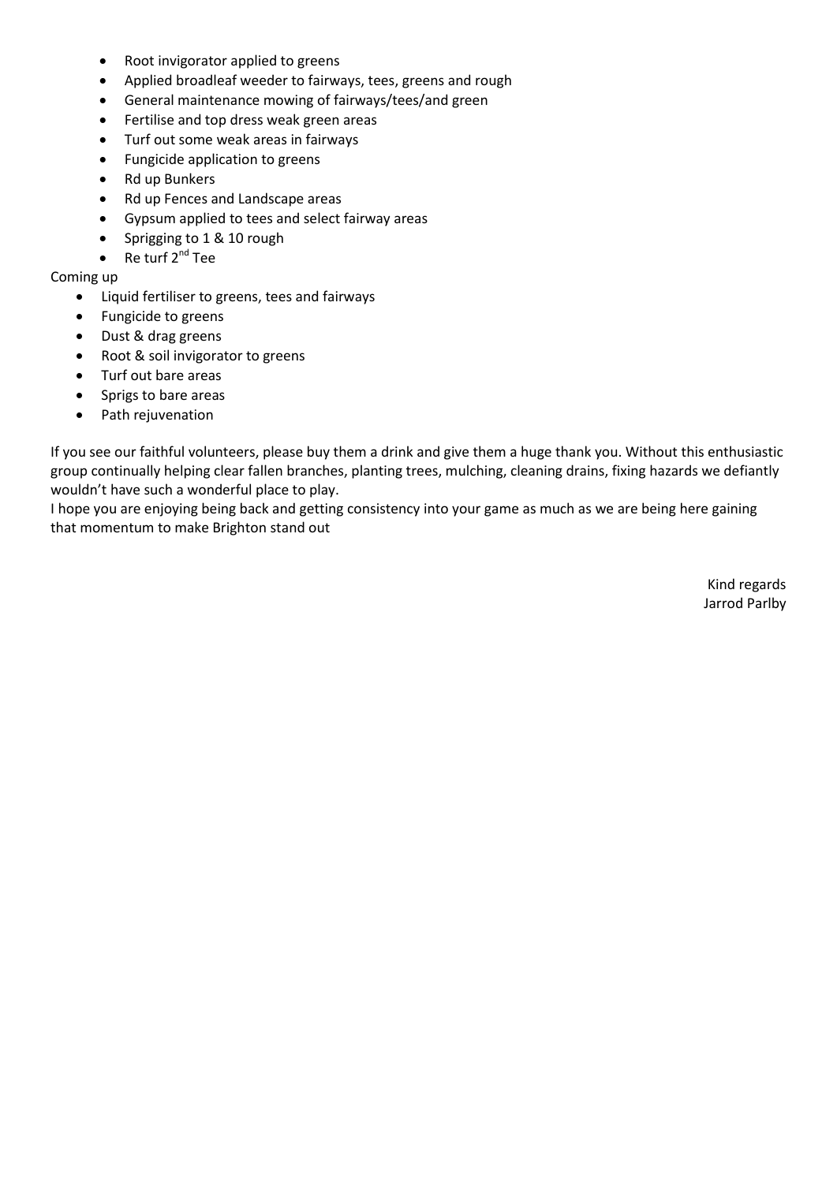- Root invigorator applied to greens
- Applied broadleaf weeder to fairways, tees, greens and rough
- General maintenance mowing of fairways/tees/and green
- Fertilise and top dress weak green areas
- Turf out some weak areas in fairways
- Fungicide application to greens
- Rd up Bunkers
- Rd up Fences and Landscape areas
- Gypsum applied to tees and select fairway areas
- Sprigging to 1 & 10 rough
- Re turf 2nd Tee

Coming up

- Liquid fertiliser to greens, tees and fairways
- Fungicide to greens
- Dust & drag greens
- Root & soil invigorator to greens
- Turf out bare areas
- Sprigs to bare areas
- Path rejuvenation

If you see our faithful volunteers, please buy them a drink and give them a huge thank you. Without this enthusiastic group continually helping clear fallen branches, planting trees, mulching, cleaning drains, fixing hazards we defiantly wouldn't have such a wonderful place to play.

I hope you are enjoying being back and getting consistency into your game as much as we are being here gaining that momentum to make Brighton stand out

Kind regards
Jarrod Parlby